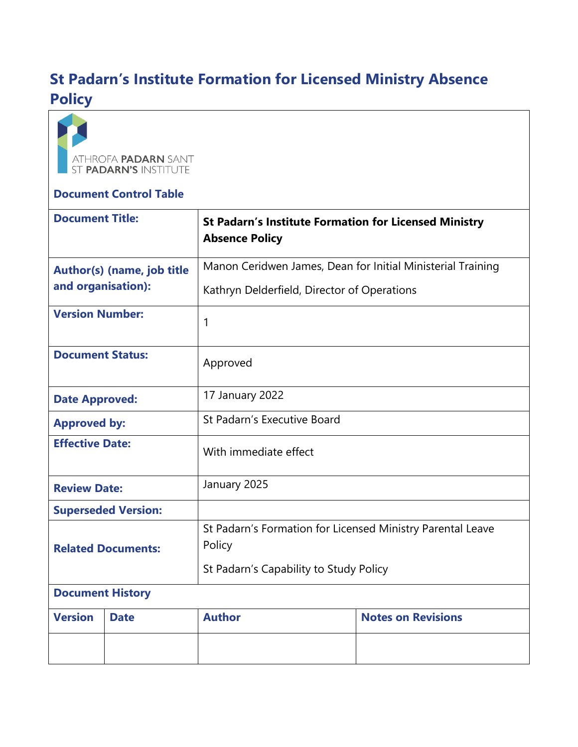# St Padarn's Institute Formation for Licensed Ministry Absence Policy

ATHROFA PADARN SANT
ST PADARN'S INSTITUTE

**Document Control Table**

| | |
|---|---|
| **Document Title:** | **St Padarn's Institute Formation for Licensed Ministry Absence Policy** |
| **Author(s) (name, job title and organisation):** | Manon Ceridwen James, Dean for Initial Ministerial Training<br><br>Kathryn Delderfield, Director of Operations |
| **Version Number:** | 1 |
| **Document Status:** | Approved |
| **Date Approved:** | 17 January 2022 |
| **Approved by:** | St Padarn's Executive Board |
| **Effective Date:** | With immediate effect |
| **Review Date:** | January 2025 |
| **Superseded Version:** | |
| **Related Documents:** | St Padarn's Formation for Licensed Ministry Parental Leave Policy<br><br>St Padarn's Capability to Study Policy |

**Document History**

| Version | Date | Author | Notes on Revisions |
|---|---|---|---|
| | | | |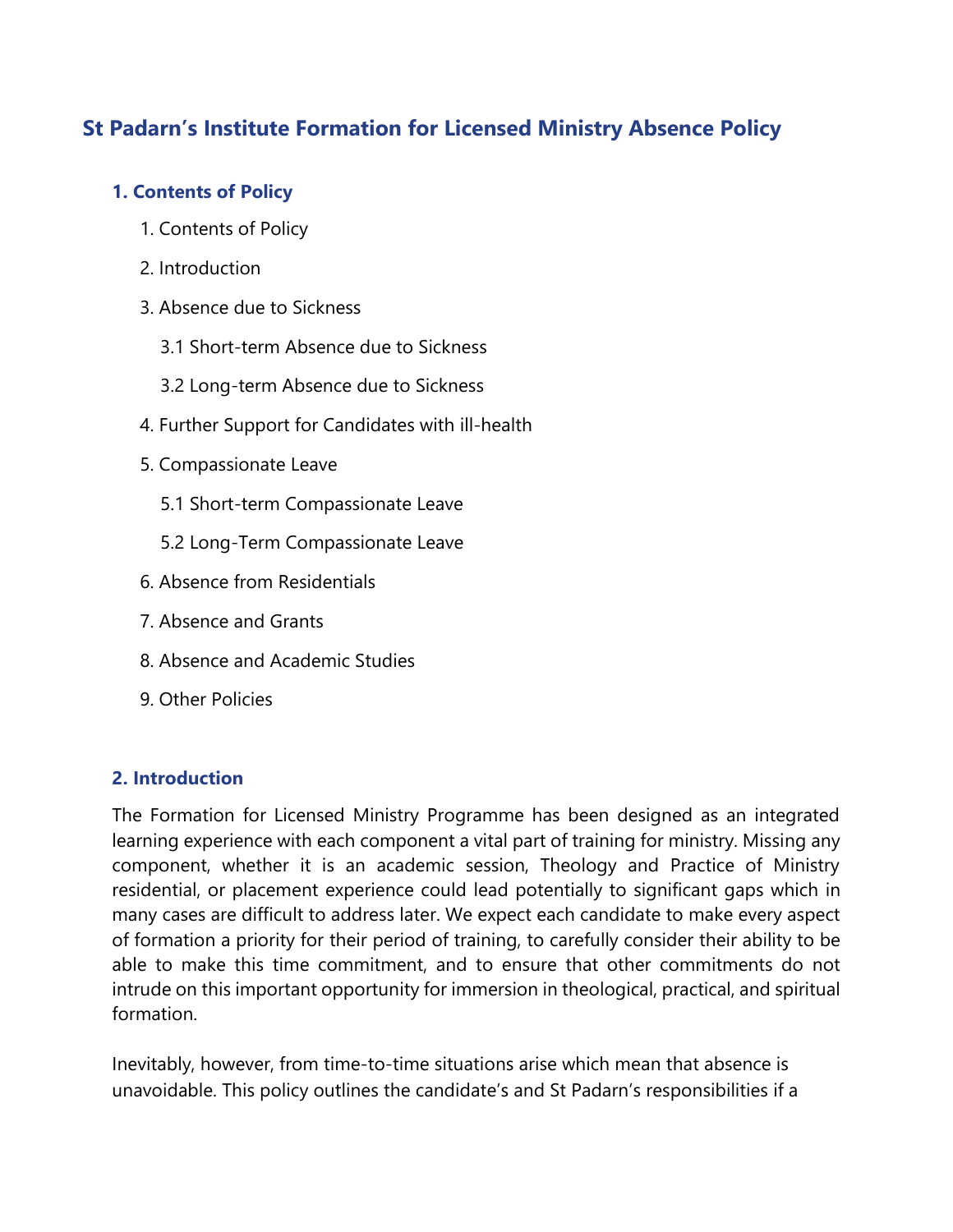# St Padarn's Institute Formation for Licensed Ministry Absence Policy

## 1. Contents of Policy

1. Contents of Policy
2. Introduction
3. Absence due to Sickness
   - 3.1 Short-term Absence due to Sickness
   - 3.2 Long-term Absence due to Sickness
4. Further Support for Candidates with ill-health
5. Compassionate Leave
   - 5.1 Short-term Compassionate Leave
   - 5.2 Long-Term Compassionate Leave
6. Absence from Residentials
7. Absence and Grants
8. Absence and Academic Studies
9. Other Policies

## 2. Introduction

The Formation for Licensed Ministry Programme has been designed as an integrated learning experience with each component a vital part of training for ministry. Missing any component, whether it is an academic session, Theology and Practice of Ministry residential, or placement experience could lead potentially to significant gaps which in many cases are difficult to address later. We expect each candidate to make every aspect of formation a priority for their period of training, to carefully consider their ability to be able to make this time commitment, and to ensure that other commitments do not intrude on this important opportunity for immersion in theological, practical, and spiritual formation.

Inevitably, however, from time-to-time situations arise which mean that absence is unavoidable. This policy outlines the candidate's and St Padarn's responsibilities if a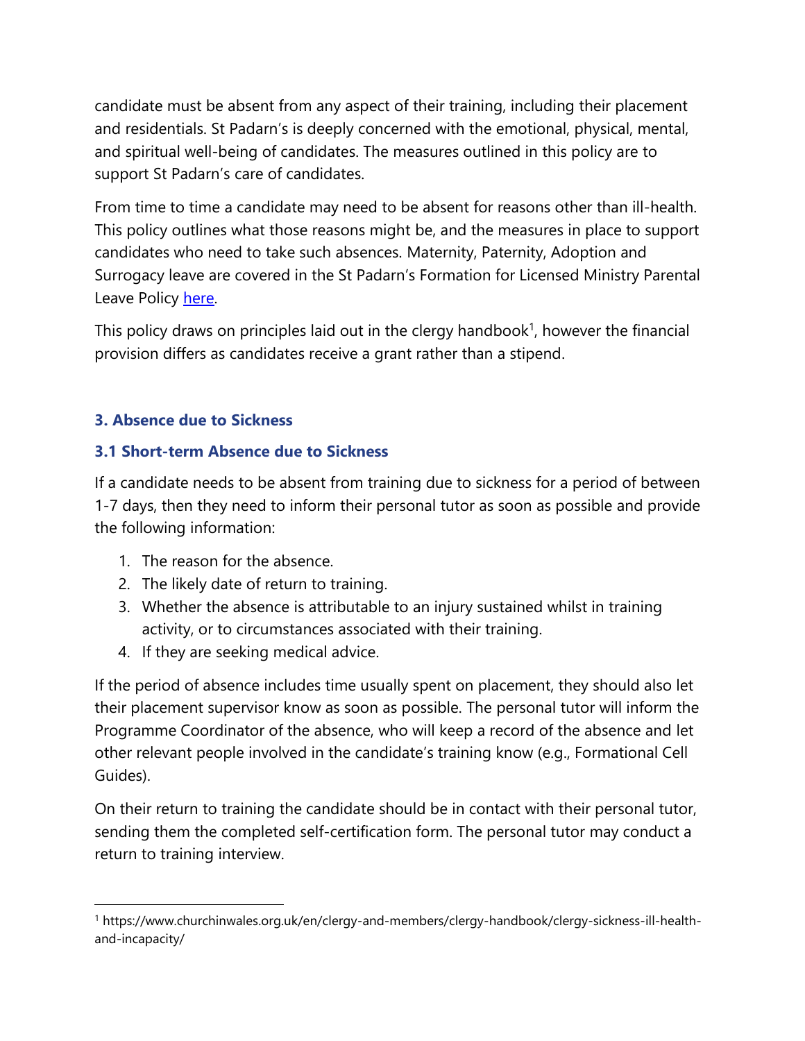candidate must be absent from any aspect of their training, including their placement and residentials. St Padarn's is deeply concerned with the emotional, physical, mental, and spiritual well-being of candidates. The measures outlined in this policy are to support St Padarn's care of candidates.

From time to time a candidate may need to be absent for reasons other than ill-health. This policy outlines what those reasons might be, and the measures in place to support candidates who need to take such absences. Maternity, Paternity, Adoption and Surrogacy leave are covered in the St Padarn's Formation for Licensed Ministry Parental Leave Policy [here](#).

This policy draws on principles laid out in the clergy handbook[1], however the financial provision differs as candidates receive a grant rather than a stipend.

### 3. Absence due to Sickness

### 3.1 Short-term Absence due to Sickness

If a candidate needs to be absent from training due to sickness for a period of between 1-7 days, then they need to inform their personal tutor as soon as possible and provide the following information:

1. The reason for the absence.
2. The likely date of return to training.
3. Whether the absence is attributable to an injury sustained whilst in training activity, or to circumstances associated with their training.
4. If they are seeking medical advice.

If the period of absence includes time usually spent on placement, they should also let their placement supervisor know as soon as possible. The personal tutor will inform the Programme Coordinator of the absence, who will keep a record of the absence and let other relevant people involved in the candidate's training know (e.g., Formational Cell Guides).

On their return to training the candidate should be in contact with their personal tutor, sending them the completed self-certification form. The personal tutor may conduct a return to training interview.

---

[1] https://www.churchinwales.org.uk/en/clergy-and-members/clergy-handbook/clergy-sickness-ill-health-and-incapacity/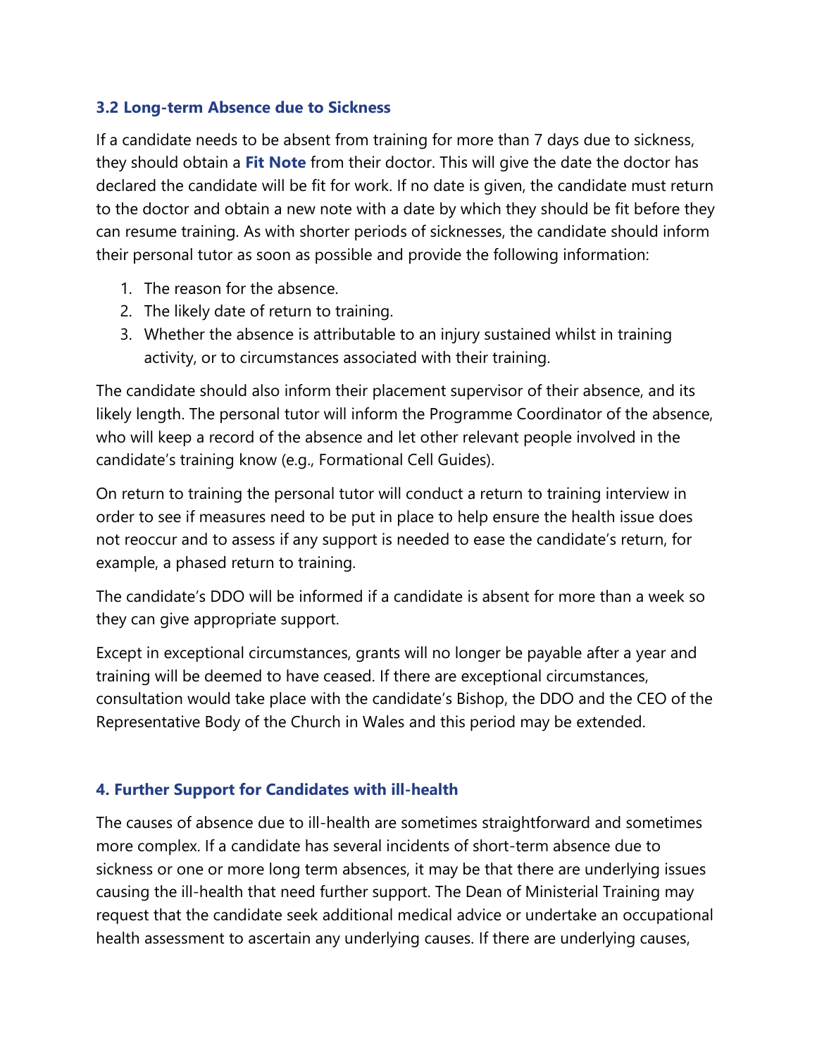### 3.2 Long-term Absence due to Sickness

If a candidate needs to be absent from training for more than 7 days due to sickness, they should obtain a **Fit Note** from their doctor. This will give the date the doctor has declared the candidate will be fit for work. If no date is given, the candidate must return to the doctor and obtain a new note with a date by which they should be fit before they can resume training. As with shorter periods of sicknesses, the candidate should inform their personal tutor as soon as possible and provide the following information:

1. The reason for the absence.
2. The likely date of return to training.
3. Whether the absence is attributable to an injury sustained whilst in training activity, or to circumstances associated with their training.

The candidate should also inform their placement supervisor of their absence, and its likely length. The personal tutor will inform the Programme Coordinator of the absence, who will keep a record of the absence and let other relevant people involved in the candidate's training know (e.g., Formational Cell Guides).

On return to training the personal tutor will conduct a return to training interview in order to see if measures need to be put in place to help ensure the health issue does not reoccur and to assess if any support is needed to ease the candidate's return, for example, a phased return to training.

The candidate's DDO will be informed if a candidate is absent for more than a week so they can give appropriate support.

Except in exceptional circumstances, grants will no longer be payable after a year and training will be deemed to have ceased. If there are exceptional circumstances, consultation would take place with the candidate's Bishop, the DDO and the CEO of the Representative Body of the Church in Wales and this period may be extended.

## 4. Further Support for Candidates with ill-health

The causes of absence due to ill-health are sometimes straightforward and sometimes more complex. If a candidate has several incidents of short-term absence due to sickness or one or more long term absences, it may be that there are underlying issues causing the ill-health that need further support. The Dean of Ministerial Training may request that the candidate seek additional medical advice or undertake an occupational health assessment to ascertain any underlying causes. If there are underlying causes,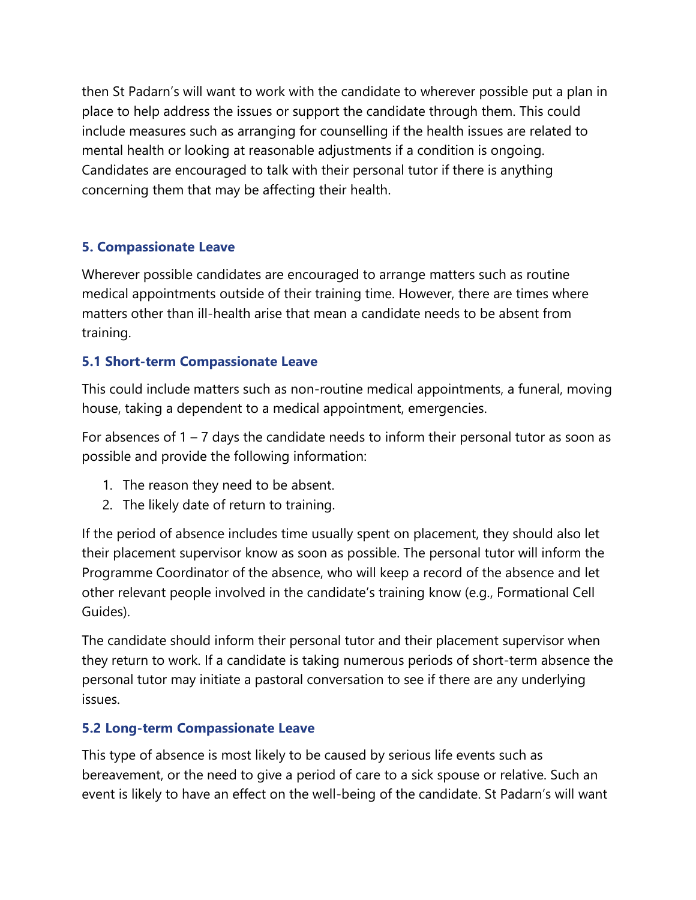then St Padarn's will want to work with the candidate to wherever possible put a plan in place to help address the issues or support the candidate through them. This could include measures such as arranging for counselling if the health issues are related to mental health or looking at reasonable adjustments if a condition is ongoing. Candidates are encouraged to talk with their personal tutor if there is anything concerning them that may be affecting their health.

## 5. Compassionate Leave

Wherever possible candidates are encouraged to arrange matters such as routine medical appointments outside of their training time. However, there are times where matters other than ill-health arise that mean a candidate needs to be absent from training.

### 5.1 Short-term Compassionate Leave

This could include matters such as non-routine medical appointments, a funeral, moving house, taking a dependent to a medical appointment, emergencies.

For absences of 1 – 7 days the candidate needs to inform their personal tutor as soon as possible and provide the following information:

1. The reason they need to be absent.
2. The likely date of return to training.

If the period of absence includes time usually spent on placement, they should also let their placement supervisor know as soon as possible. The personal tutor will inform the Programme Coordinator of the absence, who will keep a record of the absence and let other relevant people involved in the candidate's training know (e.g., Formational Cell Guides).

The candidate should inform their personal tutor and their placement supervisor when they return to work. If a candidate is taking numerous periods of short-term absence the personal tutor may initiate a pastoral conversation to see if there are any underlying issues.

### 5.2 Long-term Compassionate Leave

This type of absence is most likely to be caused by serious life events such as bereavement, or the need to give a period of care to a sick spouse or relative. Such an event is likely to have an effect on the well-being of the candidate. St Padarn's will want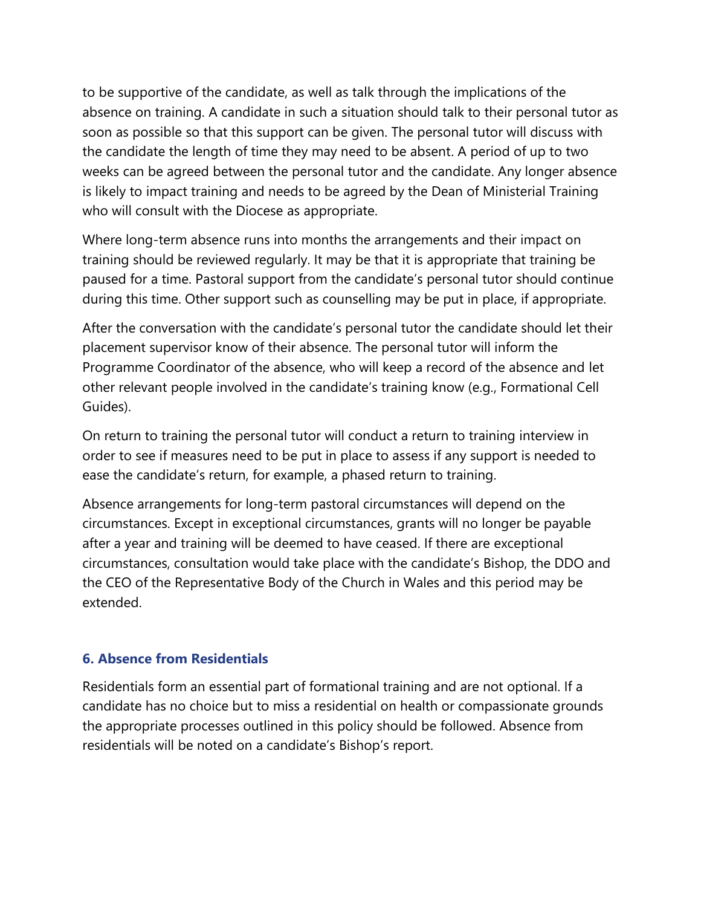to be supportive of the candidate, as well as talk through the implications of the absence on training. A candidate in such a situation should talk to their personal tutor as soon as possible so that this support can be given. The personal tutor will discuss with the candidate the length of time they may need to be absent. A period of up to two weeks can be agreed between the personal tutor and the candidate. Any longer absence is likely to impact training and needs to be agreed by the Dean of Ministerial Training who will consult with the Diocese as appropriate.

Where long-term absence runs into months the arrangements and their impact on training should be reviewed regularly. It may be that it is appropriate that training be paused for a time. Pastoral support from the candidate's personal tutor should continue during this time. Other support such as counselling may be put in place, if appropriate.

After the conversation with the candidate's personal tutor the candidate should let their placement supervisor know of their absence. The personal tutor will inform the Programme Coordinator of the absence, who will keep a record of the absence and let other relevant people involved in the candidate's training know (e.g., Formational Cell Guides).

On return to training the personal tutor will conduct a return to training interview in order to see if measures need to be put in place to assess if any support is needed to ease the candidate's return, for example, a phased return to training.

Absence arrangements for long-term pastoral circumstances will depend on the circumstances. Except in exceptional circumstances, grants will no longer be payable after a year and training will be deemed to have ceased. If there are exceptional circumstances, consultation would take place with the candidate's Bishop, the DDO and the CEO of the Representative Body of the Church in Wales and this period may be extended.

## 6. Absence from Residentials

Residentials form an essential part of formational training and are not optional. If a candidate has no choice but to miss a residential on health or compassionate grounds the appropriate processes outlined in this policy should be followed. Absence from residentials will be noted on a candidate's Bishop's report.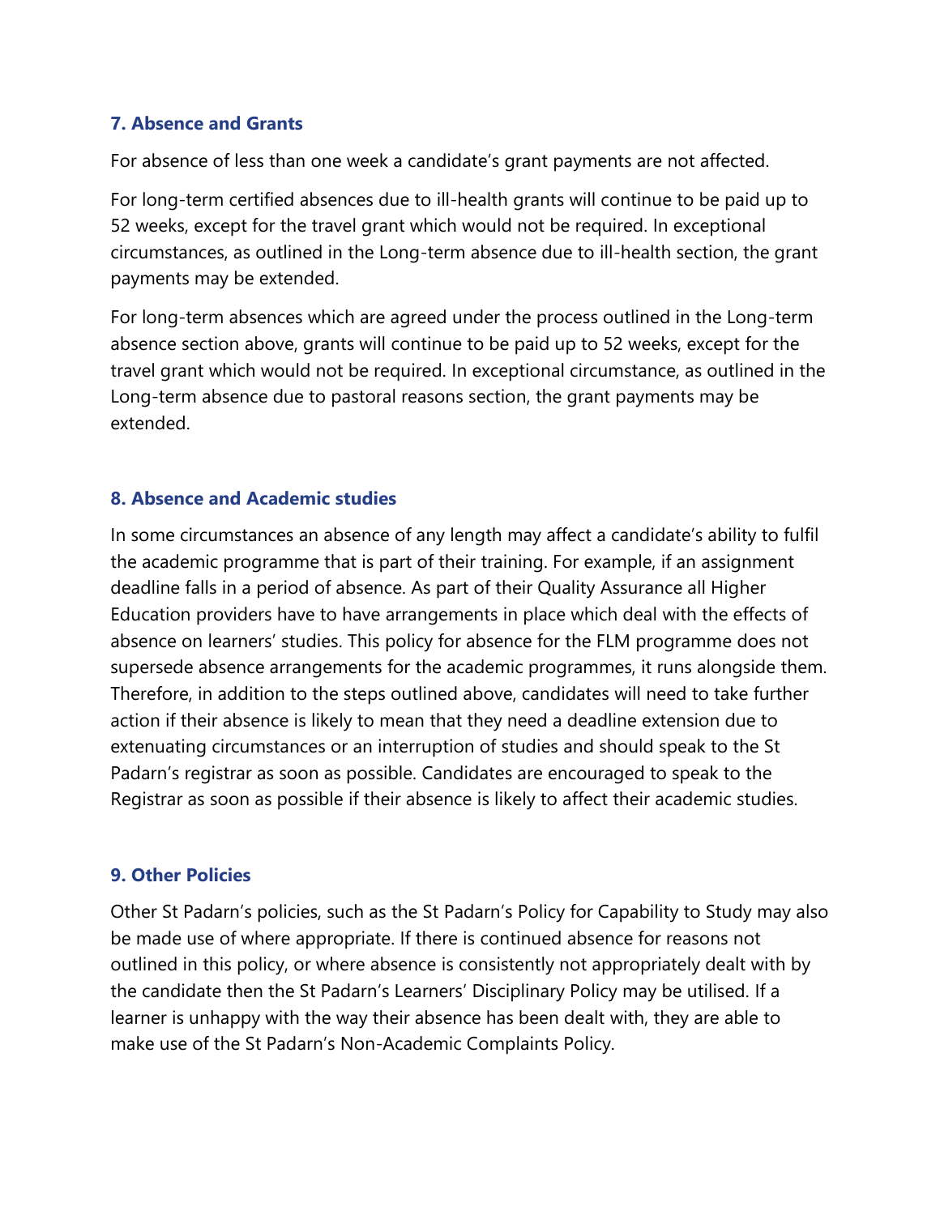## 7. Absence and Grants

For absence of less than one week a candidate's grant payments are not affected.

For long-term certified absences due to ill-health grants will continue to be paid up to 52 weeks, except for the travel grant which would not be required. In exceptional circumstances, as outlined in the Long-term absence due to ill-health section, the grant payments may be extended.

For long-term absences which are agreed under the process outlined in the Long-term absence section above, grants will continue to be paid up to 52 weeks, except for the travel grant which would not be required. In exceptional circumstance, as outlined in the Long-term absence due to pastoral reasons section, the grant payments may be extended.

## 8. Absence and Academic studies

In some circumstances an absence of any length may affect a candidate's ability to fulfil the academic programme that is part of their training. For example, if an assignment deadline falls in a period of absence. As part of their Quality Assurance all Higher Education providers have to have arrangements in place which deal with the effects of absence on learners' studies. This policy for absence for the FLM programme does not supersede absence arrangements for the academic programmes, it runs alongside them. Therefore, in addition to the steps outlined above, candidates will need to take further action if their absence is likely to mean that they need a deadline extension due to extenuating circumstances or an interruption of studies and should speak to the St Padarn's registrar as soon as possible. Candidates are encouraged to speak to the Registrar as soon as possible if their absence is likely to affect their academic studies.

## 9. Other Policies

Other St Padarn's policies, such as the St Padarn's Policy for Capability to Study may also be made use of where appropriate. If there is continued absence for reasons not outlined in this policy, or where absence is consistently not appropriately dealt with by the candidate then the St Padarn's Learners' Disciplinary Policy may be utilised. If a learner is unhappy with the way their absence has been dealt with, they are able to make use of the St Padarn's Non-Academic Complaints Policy.